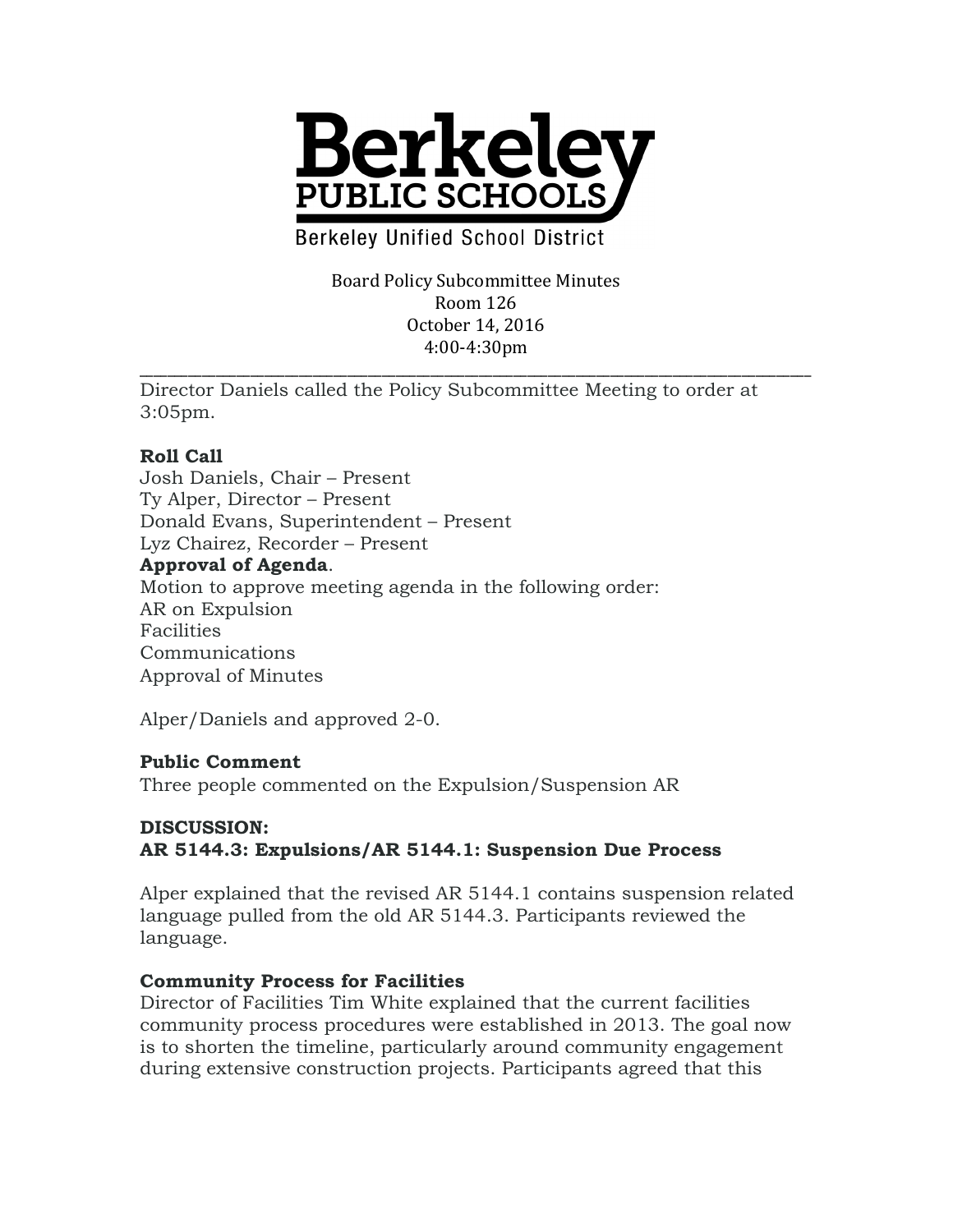# Berkeley PUBLIC SCHOOLS

Berkeley Unified School District

Board Policy Subcommittee Minutes
Room 126
October 14, 2016
4:00-4:30pm

---

Director Daniels called the Policy Subcommittee Meeting to order at 3:05pm.

**Roll Call**
Josh Daniels, Chair – Present
Ty Alper, Director – Present
Donald Evans, Superintendent – Present
Lyz Chairez, Recorder – Present

**Approval of Agenda**.
Motion to approve meeting agenda in the following order:
AR on Expulsion
Facilities
Communications
Approval of Minutes

Alper/Daniels and approved 2-0.

**Public Comment**
Three people commented on the Expulsion/Suspension AR

**DISCUSSION:**
**AR 5144.3: Expulsions/AR 5144.1: Suspension Due Process**

Alper explained that the revised AR 5144.1 contains suspension related language pulled from the old AR 5144.3. Participants reviewed the language.

**Community Process for Facilities**
Director of Facilities Tim White explained that the current facilities community process procedures were established in 2013. The goal now is to shorten the timeline, particularly around community engagement during extensive construction projects. Participants agreed that this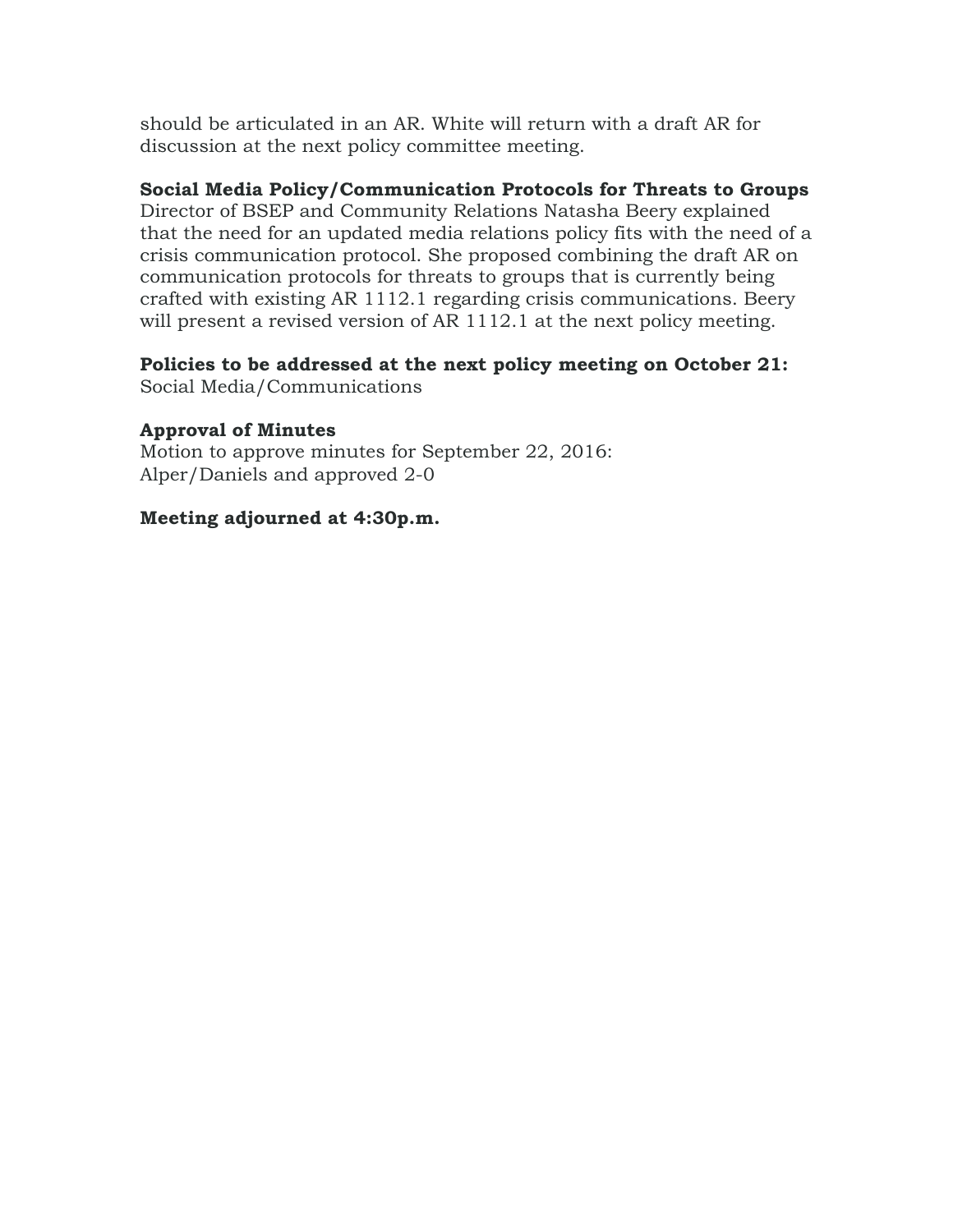should be articulated in an AR. White will return with a draft AR for discussion at the next policy committee meeting.

**Social Media Policy/Communication Protocols for Threats to Groups**
Director of BSEP and Community Relations Natasha Beery explained that the need for an updated media relations policy fits with the need of a crisis communication protocol. She proposed combining the draft AR on communication protocols for threats to groups that is currently being crafted with existing AR 1112.1 regarding crisis communications. Beery will present a revised version of AR 1112.1 at the next policy meeting.

**Policies to be addressed at the next policy meeting on October 21:**
Social Media/Communications

**Approval of Minutes**
Motion to approve minutes for September 22, 2016:
Alper/Daniels and approved 2-0

**Meeting adjourned at 4:30p.m.**